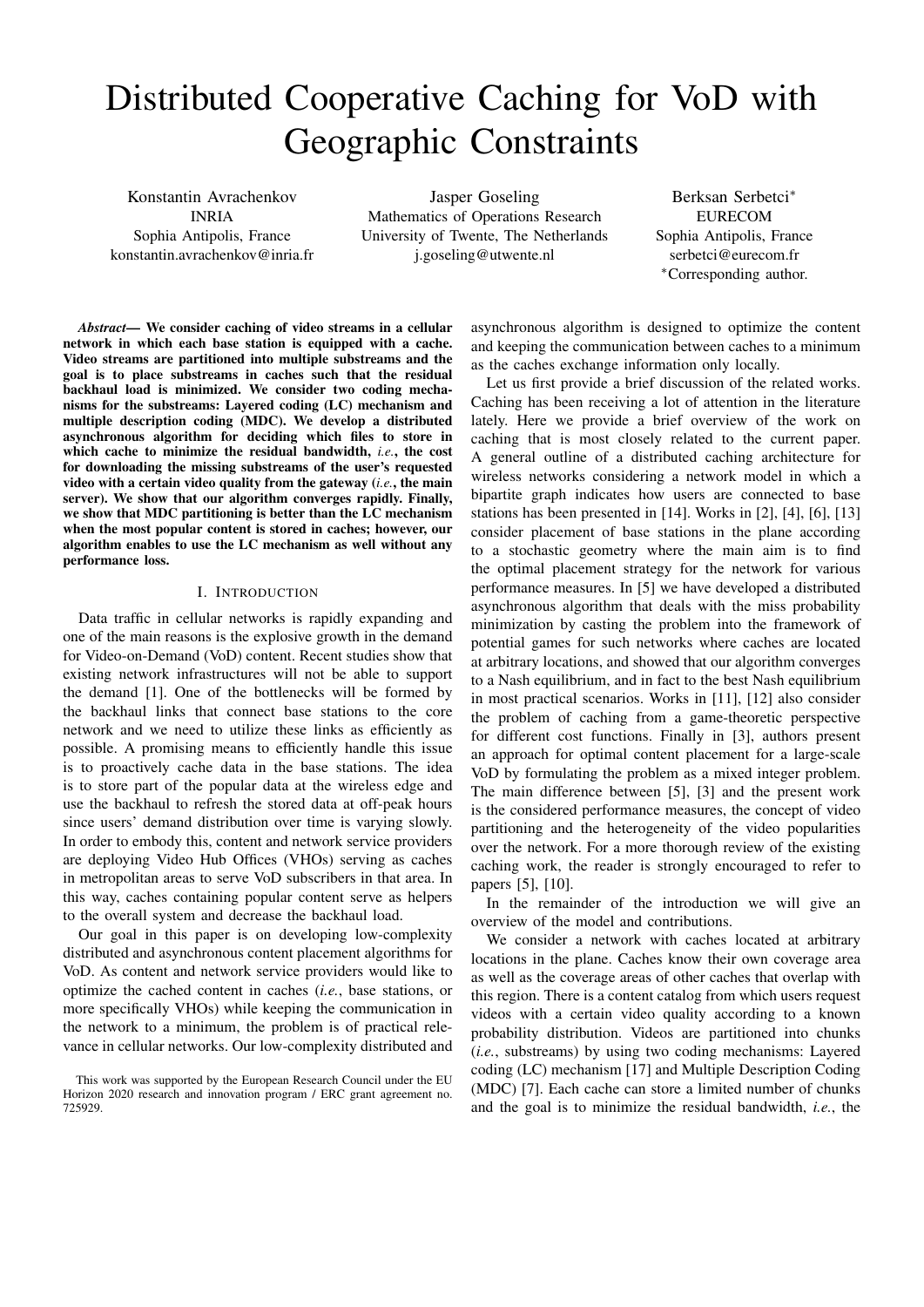# Distributed Cooperative Caching for VoD with Geographic Constraints

Konstantin Avrachenkov
INRIA
Sophia Antipolis, France
konstantin.avrachenkov@inria.fr

Jasper Goseling
Mathematics of Operations Research
University of Twente, The Netherlands
j.goseling@utwente.nl

Berksan Serbetci*
EURECOM
Sophia Antipolis, France
serbetci@eurecom.fr
*Corresponding author.

***Abstract*— We consider caching of video streams in a cellular network in which each base station is equipped with a cache. Video streams are partitioned into multiple substreams and the goal is to place substreams in caches such that the residual backhaul load is minimized. We consider two coding mechanisms for the substreams: Layered coding (LC) mechanism and multiple description coding (MDC). We develop a distributed asynchronous algorithm for deciding which files to store in which cache to minimize the residual bandwidth, *i.e.*, the cost for downloading the missing substreams of the user's requested video with a certain video quality from the gateway (*i.e.*, the main server). We show that our algorithm converges rapidly. Finally, we show that MDC partitioning is better than the LC mechanism when the most popular content is stored in caches; however, our algorithm enables to use the LC mechanism as well without any performance loss.**

## I. Introduction

Data traffic in cellular networks is rapidly expanding and one of the main reasons is the explosive growth in the demand for Video-on-Demand (VoD) content. Recent studies show that existing network infrastructures will not be able to support the demand [1]. One of the bottlenecks will be formed by the backhaul links that connect base stations to the core network and we need to utilize these links as efficiently as possible. A promising means to efficiently handle this issue is to proactively cache data in the base stations. The idea is to store part of the popular data at the wireless edge and use the backhaul to refresh the stored data at off-peak hours since users' demand distribution over time is varying slowly. In order to embody this, content and network service providers are deploying Video Hub Offices (VHOs) serving as caches in metropolitan areas to serve VoD subscribers in that area. In this way, caches containing popular content serve as helpers to the overall system and decrease the backhaul load.

Our goal in this paper is on developing low-complexity distributed and asynchronous content placement algorithms for VoD. As content and network service providers would like to optimize the cached content in caches (*i.e.*, base stations, or more specifically VHOs) while keeping the communication in the network to a minimum, the problem is of practical relevance in cellular networks. Our low-complexity distributed and asynchronous algorithm is designed to optimize the content and keeping the communication between caches to a minimum as the caches exchange information only locally.

Let us first provide a brief discussion of the related works. Caching has been receiving a lot of attention in the literature lately. Here we provide a brief overview of the work on caching that is most closely related to the current paper. A general outline of a distributed caching architecture for wireless networks considering a network model in which a bipartite graph indicates how users are connected to base stations has been presented in [14]. Works in [2], [4], [6], [13] consider placement of base stations in the plane according to a stochastic geometry where the main aim is to find the optimal placement strategy for the network for various performance measures. In [5] we have developed a distributed asynchronous algorithm that deals with the miss probability minimization by casting the problem into the framework of potential games for such networks where caches are located at arbitrary locations, and showed that our algorithm converges to a Nash equilibrium, and in fact to the best Nash equilibrium in most practical scenarios. Works in [11], [12] also consider the problem of caching from a game-theoretic perspective for different cost functions. Finally in [3], authors present an approach for optimal content placement for a large-scale VoD by formulating the problem as a mixed integer problem. The main difference between [5], [3] and the present work is the considered performance measures, the concept of video partitioning and the heterogeneity of the video popularities over the network. For a more thorough review of the existing caching work, the reader is strongly encouraged to refer to papers [5], [10].

In the remainder of the introduction we will give an overview of the model and contributions.

We consider a network with caches located at arbitrary locations in the plane. Caches know their own coverage area as well as the coverage areas of other caches that overlap with this region. There is a content catalog from which users request videos with a certain video quality according to a known probability distribution. Videos are partitioned into chunks (*i.e.*, substreams) by using two coding mechanisms: Layered coding (LC) mechanism [17] and Multiple Description Coding (MDC) [7]. Each cache can store a limited number of chunks and the goal is to minimize the residual bandwidth, *i.e.*, the

This work was supported by the European Research Council under the EU Horizon 2020 research and innovation program / ERC grant agreement no. 725929.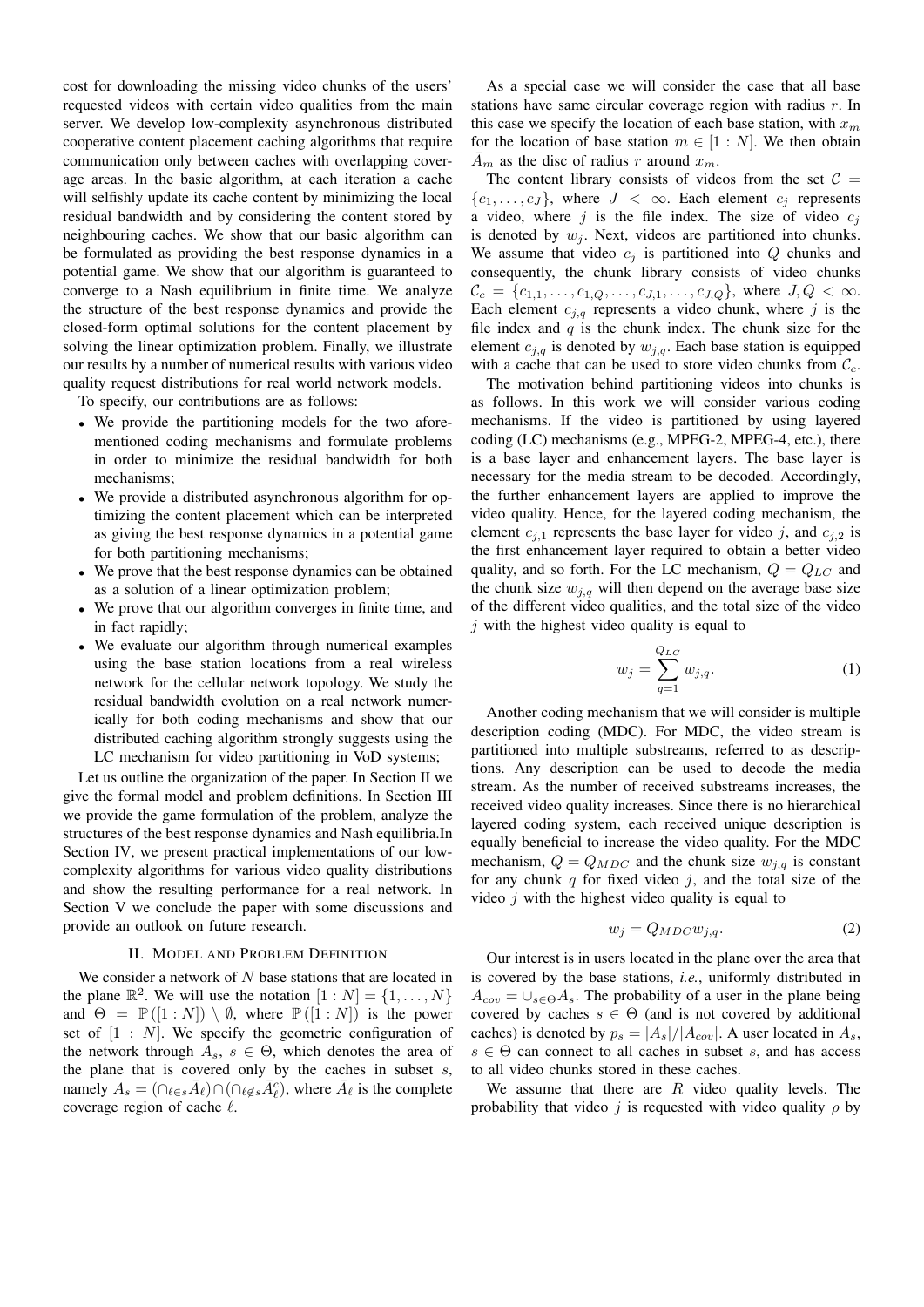cost for downloading the missing video chunks of the users' requested videos with certain video qualities from the main server. We develop low-complexity asynchronous distributed cooperative content placement caching algorithms that require communication only between caches with overlapping coverage areas. In the basic algorithm, at each iteration a cache will selfishly update its cache content by minimizing the local residual bandwidth and by considering the content stored by neighbouring caches. We show that our basic algorithm can be formulated as providing the best response dynamics in a potential game. We show that our algorithm is guaranteed to converge to a Nash equilibrium in finite time. We analyze the structure of the best response dynamics and provide the closed-form optimal solutions for the content placement by solving the linear optimization problem. Finally, we illustrate our results by a number of numerical results with various video quality request distributions for real world network models.

To specify, our contributions are as follows:

- We provide the partitioning models for the two aforementioned coding mechanisms and formulate problems in order to minimize the residual bandwidth for both mechanisms;
- We provide a distributed asynchronous algorithm for optimizing the content placement which can be interpreted as giving the best response dynamics in a potential game for both partitioning mechanisms;
- We prove that the best response dynamics can be obtained as a solution of a linear optimization problem;
- We prove that our algorithm converges in finite time, and in fact rapidly;
- We evaluate our algorithm through numerical examples using the base station locations from a real wireless network for the cellular network topology. We study the residual bandwidth evolution on a real network numerically for both coding mechanisms and show that our distributed caching algorithm strongly suggests using the LC mechanism for video partitioning in VoD systems;

Let us outline the organization of the paper. In Section II we give the formal model and problem definitions. In Section III we provide the game formulation of the problem, analyze the structures of the best response dynamics and Nash equilibria.In Section IV, we present practical implementations of our low-complexity algorithms for various video quality distributions and show the resulting performance for a real network. In Section V we conclude the paper with some discussions and provide an outlook on future research.

## II. Model and Problem Definition

We consider a network of $N$ base stations that are located in the plane $\mathbb{R}^2$. We will use the notation $[1:N] = \{1, \dots, N\}$ and $\Theta = \mathbb{P}([1:N]) \setminus \emptyset$, where $\mathbb{P}([1:N])$ is the power set of $[1:N]$. We specify the geometric configuration of the network through $A_s$, $s \in \Theta$, which denotes the area of the plane that is covered only by the caches in subset $s$, namely $A_s = (\cap_{\ell \in s} \bar{A}_\ell) \cap (\cap_{\ell \notin s} \bar{A}_\ell^c)$, where $\bar{A}_\ell$ is the complete coverage region of cache $\ell$.

As a special case we will consider the case that all base stations have same circular coverage region with radius $r$. In this case we specify the location of each base station, with $x_m$ for the location of base station $m \in [1:N]$. We then obtain $\bar{A}_m$ as the disc of radius $r$ around $x_m$.

The content library consists of videos from the set $\mathcal{C} = \{c_1, \dots, c_J\}$, where $J < \infty$. Each element $c_j$ represents a video, where $j$ is the file index. The size of video $c_j$ is denoted by $w_j$. Next, videos are partitioned into chunks. We assume that video $c_j$ is partitioned into $Q$ chunks and consequently, the chunk library consists of video chunks $\mathcal{C}_c = \{c_{1,1}, \dots, c_{1,Q}, \dots, c_{J,1}, \dots, c_{J,Q}\}$, where $J, Q < \infty$. Each element $c_{j,q}$ represents a video chunk, where $j$ is the file index and $q$ is the chunk index. The chunk size for the element $c_{j,q}$ is denoted by $w_{j,q}$. Each base station is equipped with a cache that can be used to store video chunks from $\mathcal{C}_c$.

The motivation behind partitioning videos into chunks is as follows. In this work we will consider various coding mechanisms. If the video is partitioned by using layered coding (LC) mechanisms (e.g., MPEG-2, MPEG-4, etc.), there is a base layer and enhancement layers. The base layer is necessary for the media stream to be decoded. Accordingly, the further enhancement layers are applied to improve the video quality. Hence, for the layered coding mechanism, the element $c_{j,1}$ represents the base layer for video $j$, and $c_{j,2}$ is the first enhancement layer required to obtain a better video quality, and so forth. For the LC mechanism, $Q = Q_{LC}$ and the chunk size $w_{j,q}$ will then depend on the average base size of the different video qualities, and the total size of the video $j$ with the highest video quality is equal to

$$w_j = \sum_{q=1}^{Q_{LC}} w_{j,q}. \tag{1}$$

Another coding mechanism that we will consider is multiple description coding (MDC). For MDC, the video stream is partitioned into multiple substreams, referred to as descriptions. Any description can be used to decode the media stream. As the number of received substreams increases, the received video quality increases. Since there is no hierarchical layered coding system, each received unique description is equally beneficial to increase the video quality. For the MDC mechanism, $Q = Q_{MDC}$ and the chunk size $w_{j,q}$ is constant for any chunk $q$ for fixed video $j$, and the total size of the video $j$ with the highest video quality is equal to

$$w_j = Q_{MDC} w_{j,q}. \tag{2}$$

Our interest is in users located in the plane over the area that is covered by the base stations, *i.e.*, uniformly distributed in $A_{cov} = \cup_{s \in \Theta} A_s$. The probability of a user in the plane being covered by caches $s \in \Theta$ (and is not covered by additional caches) is denoted by $p_s = |A_s|/|A_{cov}|$. A user located in $A_s$, $s \in \Theta$ can connect to all caches in subset $s$, and has access to all video chunks stored in these caches.

We assume that there are $R$ video quality levels. The probability that video $j$ is requested with video quality $\rho$ by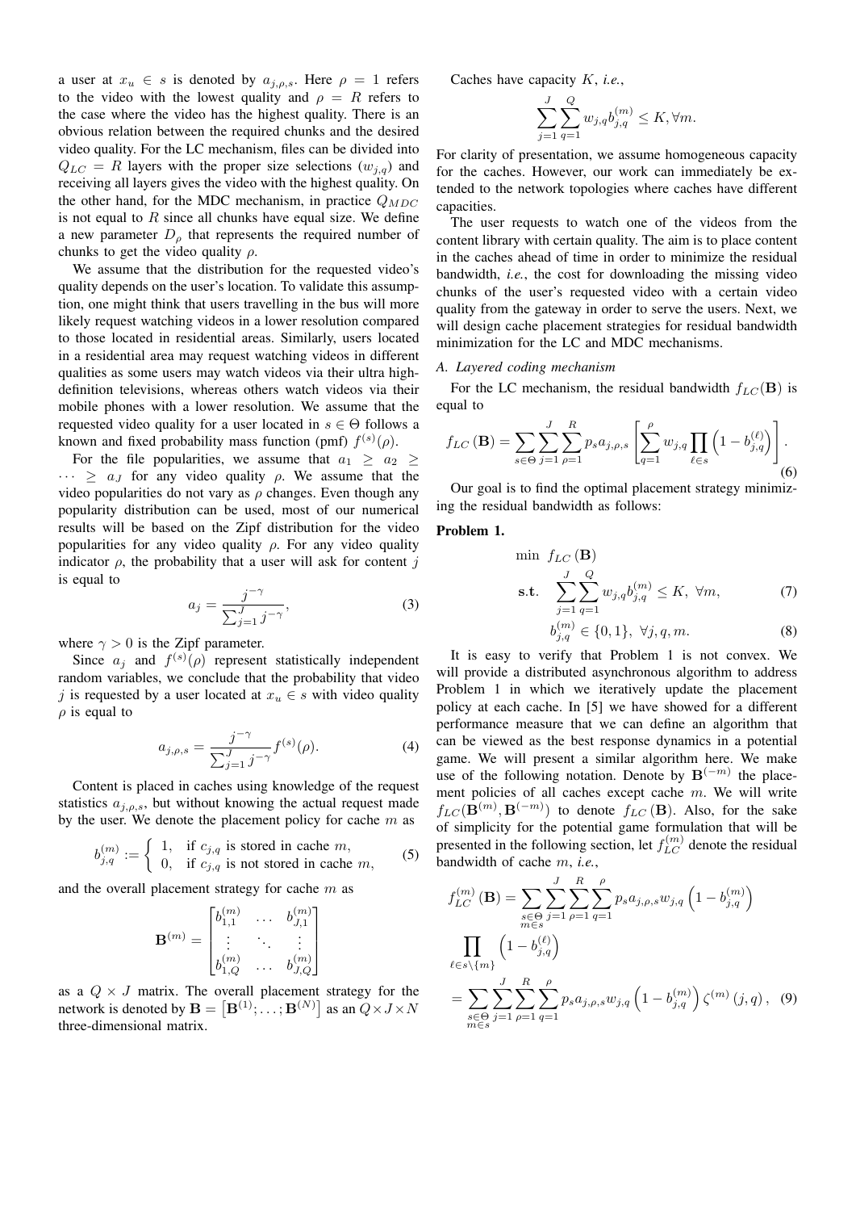a user at $x_u \in s$ is denoted by $a_{j,\rho,s}$. Here $\rho = 1$ refers to the video with the lowest quality and $\rho = R$ refers to the case where the video has the highest quality. There is an obvious relation between the required chunks and the desired video quality. For the LC mechanism, files can be divided into $Q_{LC} = R$ layers with the proper size selections ($w_{j,q}$) and receiving all layers gives the video with the highest quality. On the other hand, for the MDC mechanism, in practice $Q_{MDC}$ is not equal to $R$ since all chunks have equal size. We define a new parameter $D_\rho$ that represents the required number of chunks to get the video quality $\rho$.

We assume that the distribution for the requested video's quality depends on the user's location. To validate this assumption, one might think that users travelling in the bus will more likely request watching videos in a lower resolution compared to those located in residential areas. Similarly, users located in a residential area may request watching videos in different qualities as some users may watch videos via their ultra high-definition televisions, whereas others watch videos via their mobile phones with a lower resolution. We assume that the requested video quality for a user located in $s \in \Theta$ follows a known and fixed probability mass function (pmf) $f^{(s)}(\rho)$.

For the file popularities, we assume that $a_1 \geq a_2 \geq \cdots \geq a_J$ for any video quality $\rho$. We assume that the video popularities do not vary as $\rho$ changes. Even though any popularity distribution can be used, most of our numerical results will be based on the Zipf distribution for the video popularities for any video quality $\rho$. For any video quality indicator $\rho$, the probability that a user will ask for content $j$ is equal to

$$a_j = \frac{j^{-\gamma}}{\sum_{j=1}^{J} j^{-\gamma}}, \tag{3}$$

where $\gamma > 0$ is the Zipf parameter.

Since $a_j$ and $f^{(s)}(\rho)$ represent statistically independent random variables, we conclude that the probability that video $j$ is requested by a user located at $x_u \in s$ with video quality $\rho$ is equal to

$$a_{j,\rho,s} = \frac{j^{-\gamma}}{\sum_{j=1}^{J} j^{-\gamma}} f^{(s)}(\rho). \tag{4}$$

Content is placed in caches using knowledge of the request statistics $a_{j,\rho,s}$, but without knowing the actual request made by the user. We denote the placement policy for cache $m$ as

$$b_{j,q}^{(m)} := \begin{cases} 1, & \text{if } c_{j,q} \text{ is stored in cache } m, \\ 0, & \text{if } c_{j,q} \text{ is not stored in cache } m, \end{cases} \tag{5}$$

and the overall placement strategy for cache $m$ as

$$\mathbf{B}^{(m)} = \begin{bmatrix} b_{1,1}^{(m)} & \dots & b_{J,1}^{(m)} \\ \vdots & \ddots & \vdots \\ b_{1,Q}^{(m)} & \dots & b_{J,Q}^{(m)} \end{bmatrix}$$

as a $Q \times J$ matrix. The overall placement strategy for the network is denoted by $\mathbf{B} = \left[\mathbf{B}^{(1)}; \dots; \mathbf{B}^{(N)}\right]$ as an $Q \times J \times N$ three-dimensional matrix.

Caches have capacity $K$, *i.e.*,

$$\sum_{j=1}^{J} \sum_{q=1}^{Q} w_{j,q} b_{j,q}^{(m)} \leq K, \forall m.$$

For clarity of presentation, we assume homogeneous capacity for the caches. However, our work can immediately be extended to the network topologies where caches have different capacities.

The user requests to watch one of the videos from the content library with certain quality. The aim is to place content in the caches ahead of time in order to minimize the residual bandwidth, *i.e.*, the cost for downloading the missing video chunks of the user's requested video with a certain video quality from the gateway in order to serve the users. Next, we will design cache placement strategies for residual bandwidth minimization for the LC and MDC mechanisms.

### A. Layered coding mechanism

For the LC mechanism, the residual bandwidth $f_{LC}(\mathbf{B})$ is equal to

$$f_{LC}(\mathbf{B}) = \sum_{s \in \Theta} \sum_{j=1}^{J} \sum_{\rho=1}^{R} p_s a_{j,\rho,s} \left[ \sum_{q=1}^{\rho} w_{j,q} \prod_{\ell \in s} \left(1 - b_{j,q}^{(\ell)}\right) \right]. \tag{6}$$

Our goal is to find the optimal placement strategy minimizing the residual bandwidth as follows:

**Problem 1.**

$$\begin{aligned} \min \ & f_{LC}(\mathbf{B}) \\ \textbf{s.t.} \ & \sum_{j=1}^{J} \sum_{q=1}^{Q} w_{j,q} b_{j,q}^{(m)} \leq K, \ \forall m, \quad (7) \\ & b_{j,q}^{(m)} \in \{0,1\}, \ \forall j,q,m. \quad (8) \end{aligned}$$

It is easy to verify that Problem 1 is not convex. We will provide a distributed asynchronous algorithm to address Problem 1 in which we iteratively update the placement policy at each cache. In [5] we have showed for a different performance measure that we can define an algorithm that can be viewed as the best response dynamics in a potential game. We will present a similar algorithm here. We make use of the following notation. Denote by $\mathbf{B}^{(-m)}$ the placement policies of all caches except cache $m$. We will write $f_{LC}(\mathbf{B}^{(m)}, \mathbf{B}^{(-m)})$ to denote $f_{LC}(\mathbf{B})$. Also, for the sake of simplicity for the potential game formulation that will be presented in the following section, let $f_{LC}^{(m)}$ denote the residual bandwidth of cache $m$, *i.e.*,

$$\begin{aligned} f_{LC}^{(m)}(\mathbf{B}) &= \sum_{\substack{s \in \Theta \\ m \in s}} \sum_{j=1}^{J} \sum_{\rho=1}^{R} \sum_{q=1}^{\rho} p_s a_{j,\rho,s} w_{j,q} \left(1 - b_{j,q}^{(m)}\right) \\ &\quad \prod_{\ell \in s \setminus \{m\}} \left(1 - b_{j,q}^{(\ell)}\right) \\ &= \sum_{\substack{s \in \Theta \\ m \in s}} \sum_{j=1}^{J} \sum_{\rho=1}^{R} \sum_{q=1}^{\rho} p_s a_{j,\rho,s} w_{j,q} \left(1 - b_{j,q}^{(m)}\right) \zeta^{(m)}(j,q), \quad (9) \end{aligned}$$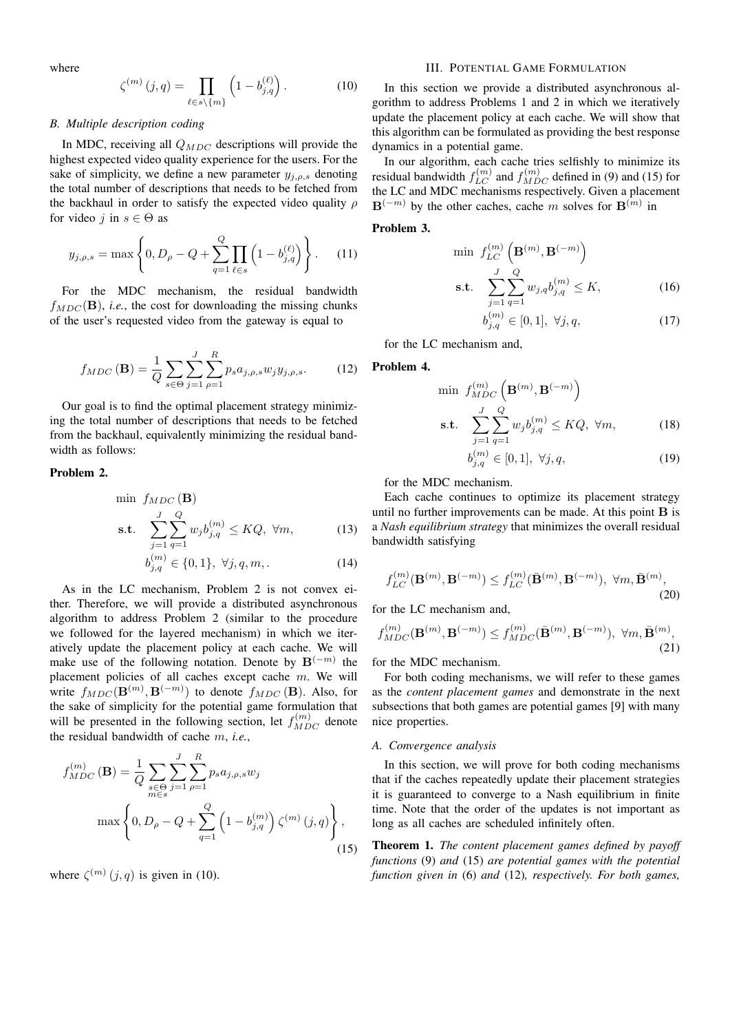where

$$\zeta^{(m)}(j,q) = \prod_{\ell \in s \setminus \{m\}} \left(1 - b_{j,q}^{(\ell)}\right). \qquad (10)$$

### B. Multiple description coding

In MDC, receiving all $Q_{MDC}$ descriptions will provide the highest expected video quality experience for the users. For the sake of simplicity, we define a new parameter $y_{j,\rho,s}$ denoting the total number of descriptions that needs to be fetched from the backhaul in order to satisfy the expected video quality $\rho$ for video $j$ in $s \in \Theta$ as

$$y_{j,\rho,s} = \max\left\{0, D_\rho - Q + \sum_{q=1}^{Q} \prod_{\ell \in s} \left(1 - b_{j,q}^{(\ell)}\right)\right\}. \qquad (11)$$

For the MDC mechanism, the residual bandwidth $f_{MDC}(\mathbf{B})$, *i.e.*, the cost for downloading the missing chunks of the user's requested video from the gateway is equal to

$$f_{MDC}(\mathbf{B}) = \frac{1}{Q} \sum_{s \in \Theta} \sum_{j=1}^{J} \sum_{\rho=1}^{R} p_s a_{j,\rho,s} w_j y_{j,\rho,s}. \qquad (12)$$

Our goal is to find the optimal placement strategy minimizing the total number of descriptions that needs to be fetched from the backhaul, equivalently minimizing the residual bandwidth as follows:

**Problem 2.**

$$\begin{aligned} \min\ & f_{MDC}(\mathbf{B}) \\ \mathbf{s.t.}\ & \sum_{j=1}^{J} \sum_{q=1}^{Q} w_j b_{j,q}^{(m)} \leq KQ,\ \forall m, \qquad (13) \\ & b_{j,q}^{(m)} \in \{0,1\},\ \forall j,q,m,. \qquad (14) \end{aligned}$$

As in the LC mechanism, Problem 2 is not convex either. Therefore, we will provide a distributed asynchronous algorithm to address Problem 2 (similar to the procedure we followed for the layered mechanism) in which we iteratively update the placement policy at each cache. We will make use of the following notation. Denote by $\mathbf{B}^{(-m)}$ the placement policies of all caches except cache $m$. We will write $f_{MDC}(\mathbf{B}^{(m)}, \mathbf{B}^{(-m)})$ to denote $f_{MDC}(\mathbf{B})$. Also, for the sake of simplicity for the potential game formulation that will be presented in the following section, let $f_{MDC}^{(m)}$ denote the residual bandwidth of cache $m$, *i.e.*,

$$f_{MDC}^{(m)}(\mathbf{B}) = \frac{1}{Q} \sum_{\substack{s \in \Theta \\ m \in s}} \sum_{j=1}^{J} \sum_{\rho=1}^{R} p_s a_{j,\rho,s} w_j \max\left\{0, D_\rho - Q + \sum_{q=1}^{Q} \left(1 - b_{j,q}^{(m)}\right) \zeta^{(m)}(j,q)\right\}, \qquad (15)$$

where $\zeta^{(m)}(j,q)$ is given in (10).

## III. Potential Game Formulation

In this section we provide a distributed asynchronous algorithm to address Problems 1 and 2 in which we iteratively update the placement policy at each cache. We will show that this algorithm can be formulated as providing the best response dynamics in a potential game.

In our algorithm, each cache tries selfishly to minimize its residual bandwidth $f_{LC}^{(m)}$ and $f_{MDC}^{(m)}$ defined in (9) and (15) for the LC and MDC mechanisms respectively. Given a placement $\mathbf{B}^{(-m)}$ by the other caches, cache $m$ solves for $\mathbf{B}^{(m)}$ in

**Problem 3.**

$$\begin{aligned} \min\ & f_{LC}^{(m)}\left(\mathbf{B}^{(m)}, \mathbf{B}^{(-m)}\right) \\ \mathbf{s.t.}\ & \sum_{j=1}^{J} \sum_{q=1}^{Q} w_{j,q} b_{j,q}^{(m)} \leq K, \qquad (16) \\ & b_{j,q}^{(m)} \in [0,1],\ \forall j,q, \qquad (17) \end{aligned}$$

for the LC mechanism and,

**Problem 4.**

$$\begin{aligned} \min\ & f_{MDC}^{(m)}\left(\mathbf{B}^{(m)}, \mathbf{B}^{(-m)}\right) \\ \mathbf{s.t.}\ & \sum_{j=1}^{J} \sum_{q=1}^{Q} w_j b_{j,q}^{(m)} \leq KQ,\ \forall m, \qquad (18) \\ & b_{j,q}^{(m)} \in [0,1],\ \forall j,q, \qquad (19) \end{aligned}$$

for the MDC mechanism.

Each cache continues to optimize its placement strategy until no further improvements can be made. At this point $\mathbf{B}$ is a *Nash equilibrium strategy* that minimizes the overall residual bandwidth satisfying

$$f_{LC}^{(m)}(\mathbf{B}^{(m)}, \mathbf{B}^{(-m)}) \leq f_{LC}^{(m)}(\bar{\mathbf{B}}^{(m)}, \mathbf{B}^{(-m)}),\ \forall m, \bar{\mathbf{B}}^{(m)}, \qquad (20)$$

for the LC mechanism and,

$$f_{MDC}^{(m)}(\mathbf{B}^{(m)}, \mathbf{B}^{(-m)}) \leq f_{MDC}^{(m)}(\bar{\mathbf{B}}^{(m)}, \mathbf{B}^{(-m)}),\ \forall m, \bar{\mathbf{B}}^{(m)}, \qquad (21)$$

for the MDC mechanism.

For both coding mechanisms, we will refer to these games as the *content placement games* and demonstrate in the next subsections that both games are potential games [9] with many nice properties.

### A. Convergence analysis

In this section, we will prove for both coding mechanisms that if the caches repeatedly update their placement strategies it is guaranteed to converge to a Nash equilibrium in finite time. Note that the order of the updates is not important as long as all caches are scheduled infinitely often.

**Theorem 1.** *The content placement games defined by payoff functions* (9) *and* (15) *are potential games with the potential function given in* (6) *and* (12)*, respectively. For both games,*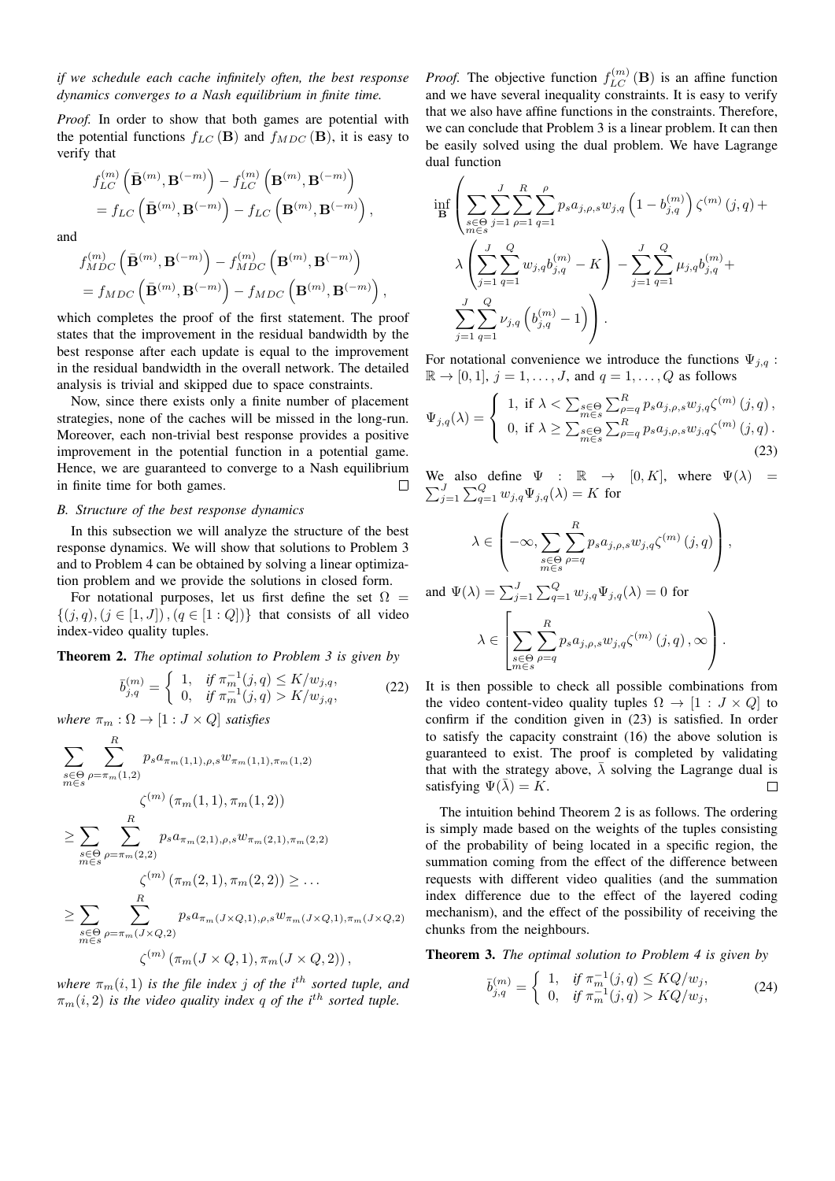*if we schedule each cache infinitely often, the best response dynamics converges to a Nash equilibrium in finite time.*

*Proof.* In order to show that both games are potential with the potential functions $f_{LC}(\mathbf{B})$ and $f_{MDC}(\mathbf{B})$, it is easy to verify that

$$f_{LC}^{(m)}\left(\bar{\mathbf{B}}^{(m)}, \mathbf{B}^{(-m)}\right) - f_{LC}^{(m)}\left(\mathbf{B}^{(m)}, \mathbf{B}^{(-m)}\right) = f_{LC}\left(\bar{\mathbf{B}}^{(m)}, \mathbf{B}^{(-m)}\right) - f_{LC}\left(\mathbf{B}^{(m)}, \mathbf{B}^{(-m)}\right),$$

and

$$f_{MDC}^{(m)}\left(\bar{\mathbf{B}}^{(m)}, \mathbf{B}^{(-m)}\right) - f_{MDC}^{(m)}\left(\mathbf{B}^{(m)}, \mathbf{B}^{(-m)}\right) = f_{MDC}\left(\bar{\mathbf{B}}^{(m)}, \mathbf{B}^{(-m)}\right) - f_{MDC}\left(\mathbf{B}^{(m)}, \mathbf{B}^{(-m)}\right),$$

which completes the proof of the first statement. The proof states that the improvement in the residual bandwidth by the best response after each update is equal to the improvement in the residual bandwidth in the overall network. The detailed analysis is trivial and skipped due to space constraints.

Now, since there exists only a finite number of placement strategies, none of the caches will be missed in the long-run. Moreover, each non-trivial best response provides a positive improvement in the potential function in a potential game. Hence, we are guaranteed to converge to a Nash equilibrium in finite time for both games. □

### B. Structure of the best response dynamics

In this subsection we will analyze the structure of the best response dynamics. We will show that solutions to Problem 3 and to Problem 4 can be obtained by solving a linear optimization problem and we provide the solutions in closed form.

For notational purposes, let us first define the set $\Omega = \{(j,q), (j \in [1, J]), (q \in [1:Q])\}$ that consists of all video index-video quality tuples.

**Theorem 2.** *The optimal solution to Problem 3 is given by*

$$\bar{b}_{j,q}^{(m)} = \begin{cases} 1, & \text{if } \pi_m^{-1}(j,q) \le K/w_{j,q}, \\ 0, & \text{if } \pi_m^{-1}(j,q) > K/w_{j,q}, \end{cases} \tag{22}$$

*where* $\pi_m : \Omega \to [1 : J \times Q]$ *satisfies*

$$\begin{aligned}
&\sum_{\substack{s\in\Theta\\ m\in s}} \sum_{\rho=\pi_m(1,2)}^{R} p_s a_{\pi_m(1,1),\rho,s} w_{\pi_m(1,1),\pi_m(1,2)} \zeta^{(m)}\left(\pi_m(1,1), \pi_m(1,2)\right) \\
\ge &\sum_{\substack{s\in\Theta\\ m\in s}} \sum_{\rho=\pi_m(2,2)}^{R} p_s a_{\pi_m(2,1),\rho,s} w_{\pi_m(2,1),\pi_m(2,2)} \zeta^{(m)}\left(\pi_m(2,1), \pi_m(2,2)\right) \ge \dots \\
\ge &\sum_{\substack{s\in\Theta\\ m\in s}} \sum_{\rho=\pi_m(J\times Q,2)}^{R} p_s a_{\pi_m(J\times Q,1),\rho,s} w_{\pi_m(J\times Q,1),\pi_m(J\times Q,2)} \zeta^{(m)}\left(\pi_m(J\times Q,1), \pi_m(J\times Q,2)\right),
\end{aligned}$$

*where* $\pi_m(i,1)$ *is the file index* $j$ *of the* $i^{th}$ *sorted tuple, and* $\pi_m(i,2)$ *is the video quality index* $q$ *of the* $i^{th}$ *sorted tuple.*

*Proof.* The objective function $f_{LC}^{(m)}(\mathbf{B})$ is an affine function and we have several inequality constraints. It is easy to verify that we also have affine functions in the constraints. Therefore, we can conclude that Problem 3 is a linear problem. It can then be easily solved using the dual problem. We have Lagrange dual function

$$\inf_{\mathbf{B}} \left( \sum_{\substack{s\in\Theta\\ m\in s}} \sum_{j=1}^{J} \sum_{\rho=1}^{R} \sum_{q=1}^{\rho} p_s a_{j,\rho,s} w_{j,q} \left(1 - b_{j,q}^{(m)}\right) \zeta^{(m)}(j,q) + \lambda \left( \sum_{j=1}^{J} \sum_{q=1}^{Q} w_{j,q} b_{j,q}^{(m)} - K \right) - \sum_{j=1}^{J} \sum_{q=1}^{Q} \mu_{j,q} b_{j,q}^{(m)} + \sum_{j=1}^{J} \sum_{q=1}^{Q} \nu_{j,q} \left(b_{j,q}^{(m)} - 1\right) \right).$$

For notational convenience we introduce the functions $\Psi_{j,q} : \mathbb{R} \to [0,1]$, $j = 1, \dots, J$, and $q = 1, \dots, Q$ as follows

$$\Psi_{j,q}(\lambda) = \begin{cases} 1, & \text{if } \lambda < \sum_{\substack{s\in\Theta\\ m\in s}} \sum_{\rho=q}^{R} p_s a_{j,\rho,s} w_{j,q} \zeta^{(m)}(j,q), \\ 0, & \text{if } \lambda \ge \sum_{\substack{s\in\Theta\\ m\in s}} \sum_{\rho=q}^{R} p_s a_{j,\rho,s} w_{j,q} \zeta^{(m)}(j,q). \end{cases} \tag{23}$$

We also define $\Psi : \mathbb{R} \to [0, K]$, where $\Psi(\lambda) = \sum_{j=1}^{J} \sum_{q=1}^{Q} w_{j,q} \Psi_{j,q}(\lambda) = K$ for

$$\lambda \in \left( -\infty, \sum_{\substack{s\in\Theta\\ m\in s}} \sum_{\rho=q}^{R} p_s a_{j,\rho,s} w_{j,q} \zeta^{(m)}(j,q) \right),$$

and $\Psi(\lambda) = \sum_{j=1}^{J} \sum_{q=1}^{Q} w_{j,q} \Psi_{j,q}(\lambda) = 0$ for

$$\lambda \in \left[ \sum_{\substack{s\in\Theta\\ m\in s}} \sum_{\rho=q}^{R} p_s a_{j,\rho,s} w_{j,q} \zeta^{(m)}(j,q), \infty \right).$$

It is then possible to check all possible combinations from the video content-video quality tuples $\Omega \to [1 : J \times Q]$ to confirm if the condition given in (23) is satisfied. In order to satisfy the capacity constraint (16) the above solution is guaranteed to exist. The proof is completed by validating that with the strategy above, $\bar{\lambda}$ solving the Lagrange dual is satisfying $\Psi(\bar{\lambda}) = K$. □

The intuition behind Theorem 2 is as follows. The ordering is simply made based on the weights of the tuples consisting of the probability of being located in a specific region, the summation coming from the effect of the difference between requests with different video qualities (and the summation index difference due to the effect of the layered coding mechanism), and the effect of the possibility of receiving the chunks from the neighbours.

**Theorem 3.** *The optimal solution to Problem 4 is given by*

$$\bar{b}_{j,q}^{(m)} = \begin{cases} 1, & \text{if } \pi_m^{-1}(j,q) \le KQ/w_j, \\ 0, & \text{if } \pi_m^{-1}(j,q) > KQ/w_j, \end{cases} \tag{24}$$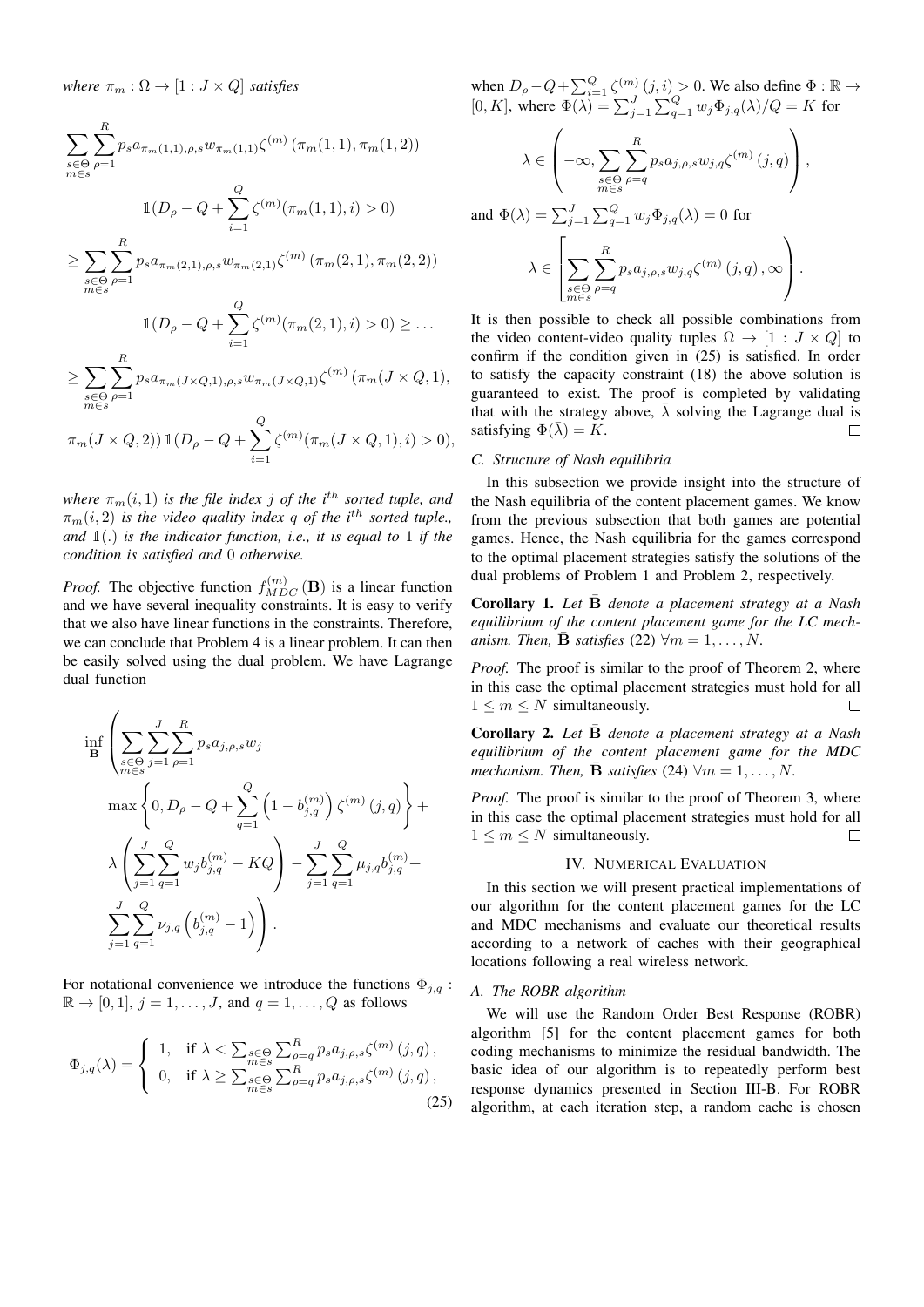*where $\pi_m : \Omega \to [1 : J \times Q]$ satisfies*

$$
\begin{aligned}
&\sum_{\substack{s\in\Theta\\ m\in s}} \sum_{\rho=1}^{R} p_s a_{\pi_m(1,1),\rho,s} w_{\pi_m(1,1)} \zeta^{(m)}\left(\pi_m(1,1),\pi_m(1,2)\right) \\
&\qquad \mathbb{1}(D_\rho - Q + \sum_{i=1}^{Q} \zeta^{(m)}(\pi_m(1,1),i) > 0) \\
&\geq \sum_{\substack{s\in\Theta\\ m\in s}} \sum_{\rho=1}^{R} p_s a_{\pi_m(2,1),\rho,s} w_{\pi_m(2,1)} \zeta^{(m)}\left(\pi_m(2,1),\pi_m(2,2)\right) \\
&\qquad \mathbb{1}(D_\rho - Q + \sum_{i=1}^{Q} \zeta^{(m)}(\pi_m(2,1),i) > 0) \geq \dots \\
&\geq \sum_{\substack{s\in\Theta\\ m\in s}} \sum_{\rho=1}^{R} p_s a_{\pi_m(J\times Q,1),\rho,s} w_{\pi_m(J\times Q,1)} \zeta^{(m)}\left(\pi_m(J\times Q,1),\right. \\
&\left.\pi_m(J\times Q,2)\right) \mathbb{1}(D_\rho - Q + \sum_{i=1}^{Q} \zeta^{(m)}(\pi_m(J\times Q,1),i) > 0),
\end{aligned}
$$

*where $\pi_m(i,1)$ is the file index $j$ of the $i^{th}$ sorted tuple, and $\pi_m(i,2)$ is the video quality index $q$ of the $i^{th}$ sorted tuple., and $\mathbb{1}(.)$ is the indicator function, i.e., it is equal to 1 if the condition is satisfied and 0 otherwise.*

*Proof.* The objective function $f_{MDC}^{(m)}(\mathbf{B})$ is a linear function and we have several inequality constraints. It is easy to verify that we also have linear functions in the constraints. Therefore, we can conclude that Problem 4 is a linear problem. It can then be easily solved using the dual problem. We have Lagrange dual function

$$
\begin{aligned}
\inf_{\mathbf{B}} &\left( \sum_{\substack{s\in\Theta\\ m\in s}} \sum_{j=1}^{J} \sum_{\rho=1}^{R} p_s a_{j,\rho,s} w_j \right. \\
&\max\left\{0, D_\rho - Q + \sum_{q=1}^{Q}\left(1 - b_{j,q}^{(m)}\right)\zeta^{(m)}(j,q)\right\} + \\
&\lambda\left(\sum_{j=1}^{J}\sum_{q=1}^{Q} w_j b_{j,q}^{(m)} - KQ\right) - \sum_{j=1}^{J}\sum_{q=1}^{Q}\mu_{j,q} b_{j,q}^{(m)} + \\
&\left.\sum_{j=1}^{J}\sum_{q=1}^{Q}\nu_{j,q}\left(b_{j,q}^{(m)} - 1\right)\right).
\end{aligned}
$$

For notational convenience we introduce the functions $\Phi_{j,q} : \mathbb{R} \to [0,1]$, $j = 1,\dots,J$, and $q = 1,\dots,Q$ as follows

$$
\Phi_{j,q}(\lambda) = \begin{cases} 1, & \text{if } \lambda < \sum_{\substack{s\in\Theta\\ m\in s}} \sum_{\rho=q}^{R} p_s a_{j,\rho,s} \zeta^{(m)}(j,q), \\ 0, & \text{if } \lambda \geq \sum_{\substack{s\in\Theta\\ m\in s}} \sum_{\rho=q}^{R} p_s a_{j,\rho,s} \zeta^{(m)}(j,q), \end{cases} \tag{25}
$$

when $D_\rho - Q + \sum_{i=1}^{Q}\zeta^{(m)}(j,i) > 0$. We also define $\Phi : \mathbb{R} \to [0,K]$, where $\Phi(\lambda) = \sum_{j=1}^{J}\sum_{q=1}^{Q} w_j \Phi_{j,q}(\lambda)/Q = K$ for

$$
\lambda \in \left(-\infty, \sum_{\substack{s\in\Theta\\ m\in s}} \sum_{\rho=q}^{R} p_s a_{j,\rho,s} w_{j,q} \zeta^{(m)}(j,q)\right),
$$

and $\Phi(\lambda) = \sum_{j=1}^{J}\sum_{q=1}^{Q} w_j \Phi_{j,q}(\lambda) = 0$ for

$$
\lambda \in \left[\sum_{\substack{s\in\Theta\\ m\in s}} \sum_{\rho=q}^{R} p_s a_{j,\rho,s} w_{j,q} \zeta^{(m)}(j,q), \infty\right).
$$

It is then possible to check all possible combinations from the video content-video quality tuples $\Omega \to [1 : J \times Q]$ to confirm if the condition given in (25) is satisfied. In order to satisfy the capacity constraint (18) the above solution is guaranteed to exist. The proof is completed by validating that with the strategy above, $\bar{\lambda}$ solving the Lagrange dual is satisfying $\Phi(\bar{\lambda}) = K$. □

### C. Structure of Nash equilibria

In this subsection we provide insight into the structure of the Nash equilibria of the content placement games. We know from the previous subsection that both games are potential games. Hence, the Nash equilibria for the games correspond to the optimal placement strategies satisfy the solutions of the dual problems of Problem 1 and Problem 2, respectively.

**Corollary 1.** *Let $\bar{\mathbf{B}}$ denote a placement strategy at a Nash equilibrium of the content placement game for the LC mechanism. Then, $\bar{\mathbf{B}}$ satisfies (22) $\forall m = 1,\dots,N$.*

*Proof.* The proof is similar to the proof of Theorem 2, where in this case the optimal placement strategies must hold for all $1 \leq m \leq N$ simultaneously. □

**Corollary 2.** *Let $\bar{\mathbf{B}}$ denote a placement strategy at a Nash equilibrium of the content placement game for the MDC mechanism. Then, $\bar{\mathbf{B}}$ satisfies (24) $\forall m = 1,\dots,N$.*

*Proof.* The proof is similar to the proof of Theorem 3, where in this case the optimal placement strategies must hold for all $1 \leq m \leq N$ simultaneously. □

## IV. Numerical Evaluation

In this section we will present practical implementations of our algorithm for the content placement games for the LC and MDC mechanisms and evaluate our theoretical results according to a network of caches with their geographical locations following a real wireless network.

### A. The ROBR algorithm

We will use the Random Order Best Response (ROBR) algorithm [5] for the content placement games for both coding mechanisms to minimize the residual bandwidth. The basic idea of our algorithm is to repeatedly perform best response dynamics presented in Section III-B. For ROBR algorithm, at each iteration step, a random cache is chosen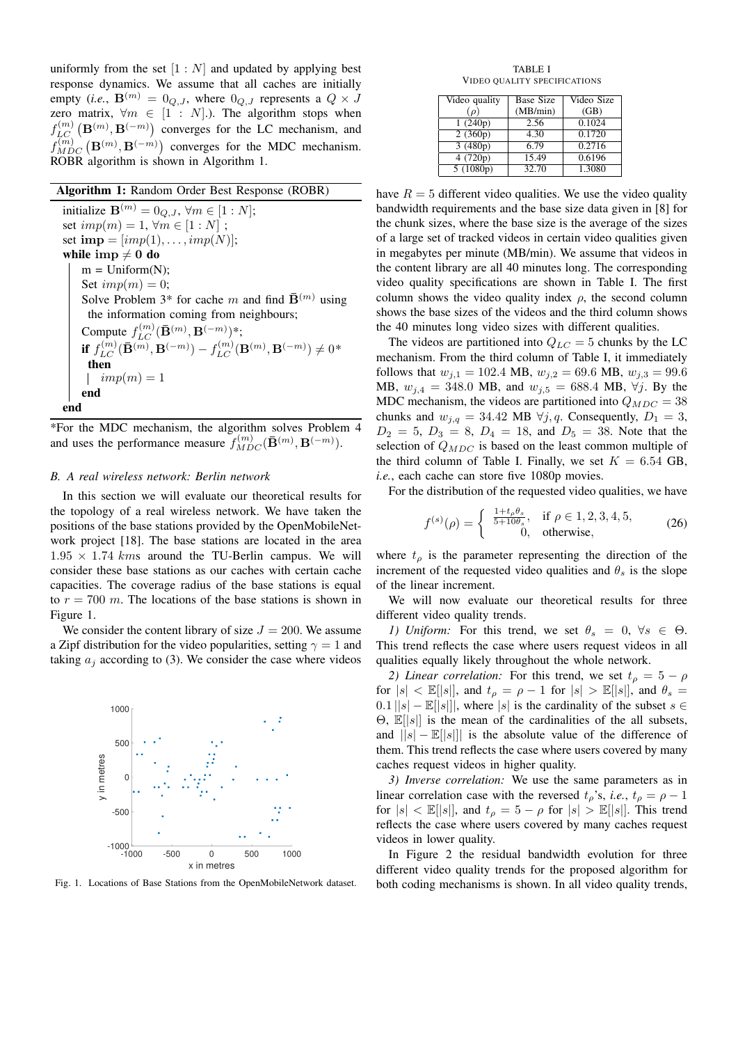uniformly from the set $[1:N]$ and updated by applying best response dynamics. We assume that all caches are initially empty (*i.e.*, $\mathbf{B}^{(m)} = 0_{Q,J}$, where $0_{Q,J}$ represents a $Q \times J$ zero matrix, $\forall m \in [1:N]$.). The algorithm stops when $f_{LC}^{(m)}\left(\mathbf{B}^{(m)}, \mathbf{B}^{(-m)}\right)$ converges for the LC mechanism, and $f_{MDC}^{(m)}\left(\mathbf{B}^{(m)}, \mathbf{B}^{(-m)}\right)$ converges for the MDC mechanism. ROBR algorithm is shown in Algorithm 1.

**Algorithm 1:** Random Order Best Response (ROBR)

```
initialize B^(m) = 0_{Q,J}, ∀m ∈ [1 : N];
set imp(m) = 1, ∀m ∈ [1 : N] ;
set imp = [imp(1), . . . , imp(N)];
while imp ≠ 0 do
    m = Uniform(N);
    Set imp(m) = 0;
    Solve Problem 3* for cache m and find B̄^(m) using
      the information coming from neighbours;
    Compute f_LC^(m)(B̄^(m), B^(−m))*;
    if f_LC^(m)(B̄^(m), B^(−m)) − f_LC^(m)(B^(m), B^(−m)) ≠ 0*
      then
        imp(m) = 1
    end
end
```

*For the MDC mechanism, the algorithm solves Problem 4 and uses the performance measure $f_{MDC}^{(m)}(\bar{\mathbf{B}}^{(m)}, \mathbf{B}^{(-m)})$.

### *B. A real wireless network: Berlin network*

In this section we will evaluate our theoretical results for the topology of a real wireless network. We have taken the positions of the base stations provided by the OpenMobileNetwork project [18]. The base stations are located in the area $1.95 \times 1.74$ $kms$ around the TU-Berlin campus. We will consider these base stations as our caches with certain cache capacities. The coverage radius of the base stations is equal to $r = 700$ $m$. The locations of the base stations is shown in Figure 1.

We consider the content library of size $J = 200$. We assume a Zipf distribution for the video popularities, setting $\gamma = 1$ and taking $a_j$ according to (3). We consider the case where videos

Fig. 1. Locations of Base Stations from the OpenMobileNetwork dataset.

TABLE I
VIDEO QUALITY SPECIFICATIONS

| Video quality ($\rho$) | Base Size (MB/min) | Video Size (GB) |
|---|---|---|
| 1 (240p) | 2.56 | 0.1024 |
| 2 (360p) | 4.30 | 0.1720 |
| 3 (480p) | 6.79 | 0.2716 |
| 4 (720p) | 15.49 | 0.6196 |
| 5 (1080p) | 32.70 | 1.3080 |

have $R = 5$ different video qualities. We use the video quality bandwidth requirements and the base size data given in [8] for the chunk sizes, where the base size is the average of the sizes of a large set of tracked videos in certain video qualities given in megabytes per minute (MB/min). We assume that videos in the content library are all 40 minutes long. The corresponding video quality specifications are shown in Table I. The first column shows the video quality index $\rho$, the second column shows the base sizes of the videos and the third column shows the 40 minutes long video sizes with different qualities.

The videos are partitioned into $Q_{LC} = 5$ chunks by the LC mechanism. From the third column of Table I, it immediately follows that $w_{j,1} = 102.4$ MB, $w_{j,2} = 69.6$ MB, $w_{j,3} = 99.6$ MB, $w_{j,4} = 348.0$ MB, and $w_{j,5} = 688.4$ MB, $\forall j$. By the MDC mechanism, the videos are partitioned into $Q_{MDC} = 38$ chunks and $w_{j,q} = 34.42$ MB $\forall j, q$. Consequently, $D_1 = 3$, $D_2 = 5$, $D_3 = 8$, $D_4 = 18$, and $D_5 = 38$. Note that the selection of $Q_{MDC}$ is based on the least common multiple of the third column of Table I. Finally, we set $K = 6.54$ GB, *i.e.*, each cache can store five 1080p movies.

For the distribution of the requested video qualities, we have

$$f^{(s)}(\rho) = \begin{cases} \frac{1+t_\rho \theta_s}{5+10\theta_s}, & \text{if } \rho \in 1,2,3,4,5, \\ 0, & \text{otherwise}, \end{cases} \tag{26}$$

where $t_\rho$ is the parameter representing the direction of the increment of the requested video qualities and $\theta_s$ is the slope of the linear increment.

We will now evaluate our theoretical results for three different video quality trends.

*1) Uniform:* For this trend, we set $\theta_s = 0$, $\forall s \in \Theta$. This trend reflects the case where users request videos in all qualities equally likely throughout the whole network.

*2) Linear correlation:* For this trend, we set $t_\rho = 5 - \rho$ for $|s| < \mathbb{E}[|s|]$, and $t_\rho = \rho - 1$ for $|s| > \mathbb{E}[|s|]$, and $\theta_s = 0.1\,||s| - \mathbb{E}[|s|]|$, where $|s|$ is the cardinality of the subset $s \in \Theta$, $\mathbb{E}[|s|]$ is the mean of the cardinalities of the all subsets, and $||s| - \mathbb{E}[|s|]|$ is the absolute value of the difference of them. This trend reflects the case where users covered by many caches request videos in higher quality.

*3) Inverse correlation:* We use the same parameters as in linear correlation case with the reversed $t_\rho$'s, *i.e.*, $t_\rho = \rho - 1$ for $|s| < \mathbb{E}[|s|]$, and $t_\rho = 5 - \rho$ for $|s| > \mathbb{E}[|s|]$. This trend reflects the case where users covered by many caches request videos in lower quality.

In Figure 2 the residual bandwidth evolution for three different video quality trends for the proposed algorithm for both coding mechanisms is shown. In all video quality trends,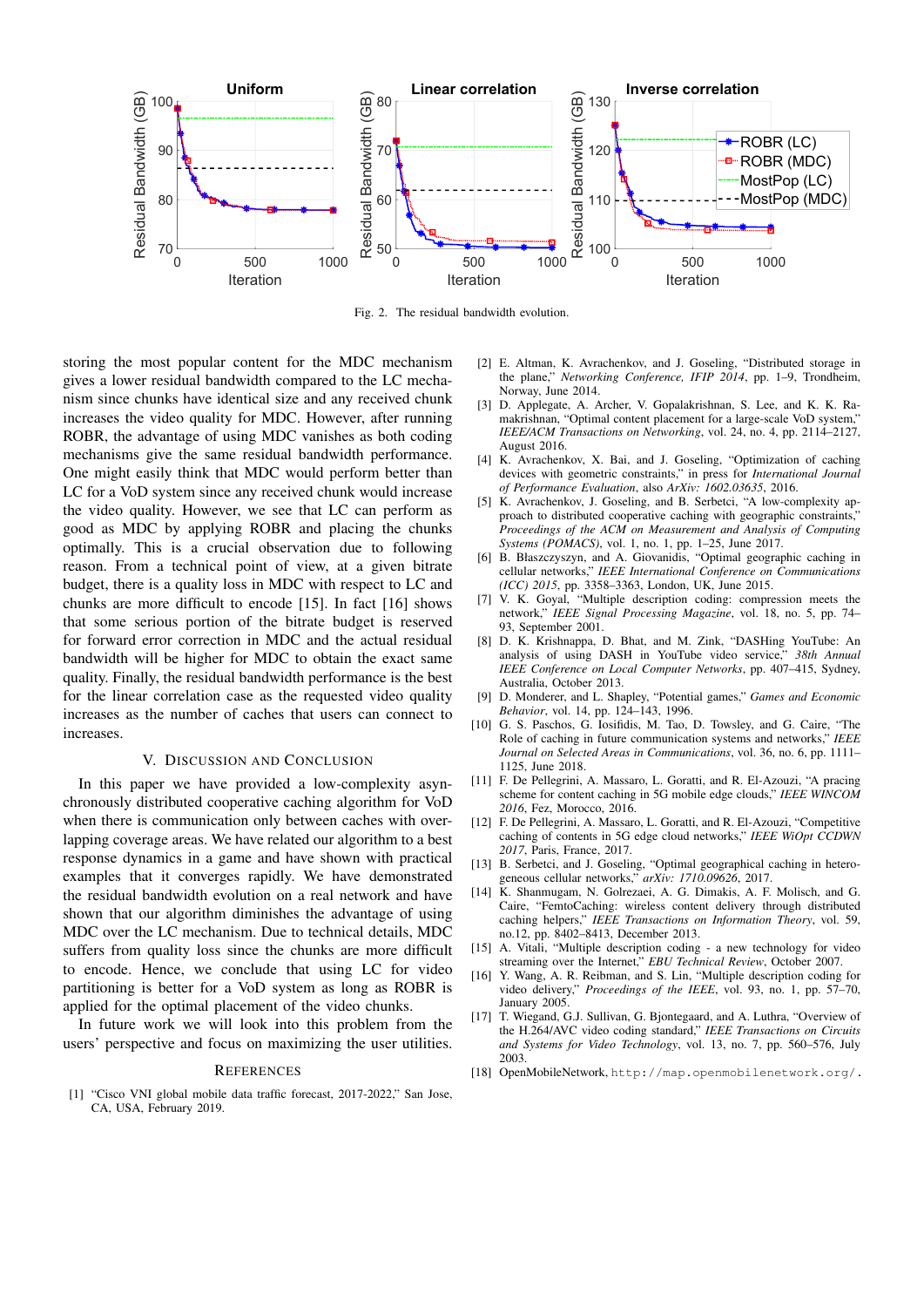Uniform

Residual Bandwidth (GB)

100
90
80
70

0 500 1000

Iteration

Linear correlation

Residual Bandwidth (GB)

80
70
60
50

0 500 1000

Iteration

Inverse correlation

Residual Bandwidth (GB)

130
120
110
100

0 500 1000

Iteration

ROBR (LC)
ROBR (MDC)
MostPop (LC)
MostPop (MDC)

Fig. 2. The residual bandwidth evolution.

storing the most popular content for the MDC mechanism gives a lower residual bandwidth compared to the LC mechanism since chunks have identical size and any received chunk increases the video quality for MDC. However, after running ROBR, the advantage of using MDC vanishes as both coding mechanisms give the same residual bandwidth performance. One might easily think that MDC would perform better than LC for a VoD system since any received chunk would increase the video quality. However, we see that LC can perform as good as MDC by applying ROBR and placing the chunks optimally. This is a crucial observation due to following reason. From a technical point of view, at a given bitrate budget, there is a quality loss in MDC with respect to LC and chunks are more difficult to encode [15]. In fact [16] shows that some serious portion of the bitrate budget is reserved for forward error correction in MDC and the actual residual bandwidth will be higher for MDC to obtain the exact same quality. Finally, the residual bandwidth performance is the best for the linear correlation case as the requested video quality increases as the number of caches that users can connect to increases.

## V. Discussion and Conclusion

In this paper we have provided a low-complexity asynchronously distributed cooperative caching algorithm for VoD when there is communication only between caches with overlapping coverage areas. We have related our algorithm to a best response dynamics in a game and have shown with practical examples that it converges rapidly. We have demonstrated the residual bandwidth evolution on a real network and have shown that our algorithm diminishes the advantage of using MDC over the LC mechanism. Due to technical details, MDC suffers from quality loss since the chunks are more difficult to encode. Hence, we conclude that using LC for video partitioning is better for a VoD system as long as ROBR is applied for the optimal placement of the video chunks.

In future work we will look into this problem from the users' perspective and focus on maximizing the user utilities.

## References

[1] "Cisco VNI global mobile data traffic forecast, 2017-2022," San Jose, CA, USA, February 2019.

[2] E. Altman, K. Avrachenkov, and J. Goseling, "Distributed storage in the plane," *Networking Conference, IFIP 2014*, pp. 1–9, Trondheim, Norway, June 2014.

[3] D. Applegate, A. Archer, V. Gopalakrishnan, S. Lee, and K. K. Ramakrishnan, "Optimal content placement for a large-scale VoD system," *IEEE/ACM Transactions on Networking*, vol. 24, no. 4, pp. 2114–2127, August 2016.

[4] K. Avrachenkov, X. Bai, and J. Goseling, "Optimization of caching devices with geometric constraints," in press for *International Journal of Performance Evaluation*, also *ArXiv: 1602.03635*, 2016.

[5] K. Avrachenkov, J. Goseling, and B. Serbetci, "A low-complexity approach to distributed cooperative caching with geographic constraints," *Proceedings of the ACM on Measurement and Analysis of Computing Systems (POMACS)*, vol. 1, no. 1, pp. 1–25, June 2017.

[6] B. Błaszczyszyn, and A. Giovanidis, "Optimal geographic caching in cellular networks," *IEEE International Conference on Communications (ICC) 2015*, pp. 3358–3363, London, UK, June 2015.

[7] V. K. Goyal, "Multiple description coding: compression meets the network," *IEEE Signal Processing Magazine*, vol. 18, no. 5, pp. 74–93, September 2001.

[8] D. K. Krishnappa, D. Bhat, and M. Zink, "DASHing YouTube: An analysis of using DASH in YouTube video service," *38th Annual IEEE Conference on Local Computer Networks*, pp. 407–415, Sydney, Australia, October 2013.

[9] D. Monderer, and L. Shapley, "Potential games," *Games and Economic Behavior*, vol. 14, pp. 124–143, 1996.

[10] G. S. Paschos, G. Iosifidis, M. Tao, D. Towsley, and G. Caire, "The Role of caching in future communication systems and networks," *IEEE Journal on Selected Areas in Communications*, vol. 36, no. 6, pp. 1111–1125, June 2018.

[11] F. De Pellegrini, A. Massaro, L. Goratti, and R. El-Azouzi, "A pricing scheme for content caching in 5G mobile edge clouds," *IEEE WINCOM 2016*, Fez, Morocco, 2016.

[12] F. De Pellegrini, A. Massaro, L. Goratti, and R. El-Azouzi, "Competitive caching of contents in 5G edge cloud networks," *IEEE WiOpt CCDWN 2017*, Paris, France, 2017.

[13] B. Serbetci, and J. Goseling, "Optimal geographical caching in heterogeneous cellular networks," *arXiv: 1710.09626*, 2017.

[14] K. Shanmugam, N. Golrezaei, A. G. Dimakis, A. F. Molisch, and G. Caire, "FemtoCaching: wireless content delivery through distributed caching helpers," *IEEE Transactions on Information Theory*, vol. 59, no.12, pp. 8402–8413, December 2013.

[15] A. Vitali, "Multiple description coding - a new technology for video streaming over the Internet," *EBU Technical Review*, October 2007.

[16] Y. Wang, A. R. Reibman, and S. Lin, "Multiple description coding for video delivery," *Proceedings of the IEEE*, vol. 93, no. 1, pp. 57–70, January 2005.

[17] T. Wiegand, G.J. Sullivan, G. Bjontegaard, and A. Luthra, "Overview of the H.264/AVC video coding standard," *IEEE Transactions on Circuits and Systems for Video Technology*, vol. 13, no. 7, pp. 560–576, July 2003.

[18] OpenMobileNetwork, `http://map.openmobilenetwork.org/`.